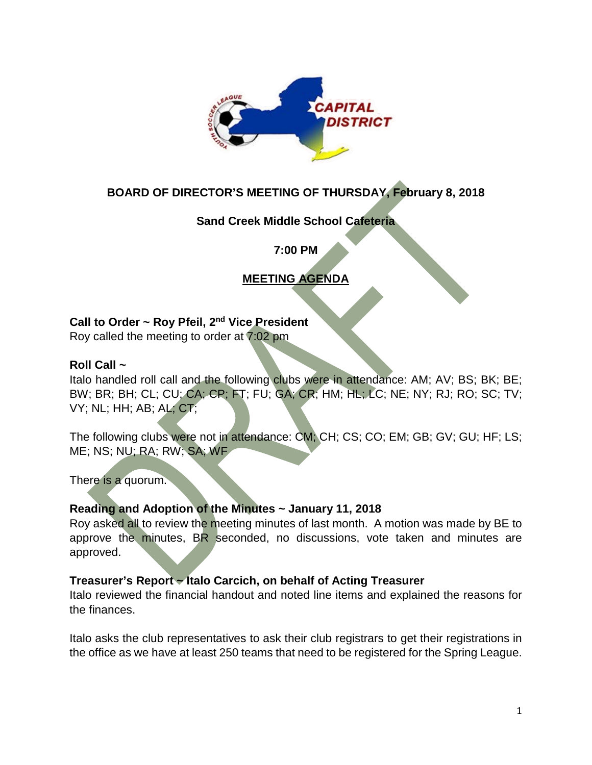**BOARD OF DIRECTOR'S MEETING OF THURSDAY, February 8, 2018**

**Sand Creek Middle School Cafeteria**

**7:00 PM**

**MEETING AGENDA**

**Call to Order ~ Roy Pfeil, 2nd Vice President**
Roy called the meeting to order at 7:02 pm

**Roll Call ~**
Italo handled roll call and the following clubs were in attendance: AM; AV; BS; BK; BE; BW; BR; BH; CL; CU; CA; CP; FT; FU; GA; CR; HM; HL; LC; NE; NY; RJ; RO; SC; TV; VY; NL; HH; AB; AL; CT;

The following clubs were not in attendance: CM; CH; CS; CO; EM; GB; GV; GU; HF; LS; ME; NS; NU; RA; RW; SA; WF

There is a quorum.

**Reading and Adoption of the Minutes ~ January 11, 2018**
Roy asked all to review the meeting minutes of last month. A motion was made by BE to approve the minutes, BR seconded, no discussions, vote taken and minutes are approved.

**Treasurer's Report ~ Italo Carcich, on behalf of Acting Treasurer**
Italo reviewed the financial handout and noted line items and explained the reasons for the finances.

Italo asks the club representatives to ask their club registrars to get their registrations in the office as we have at least 250 teams that need to be registered for the Spring League.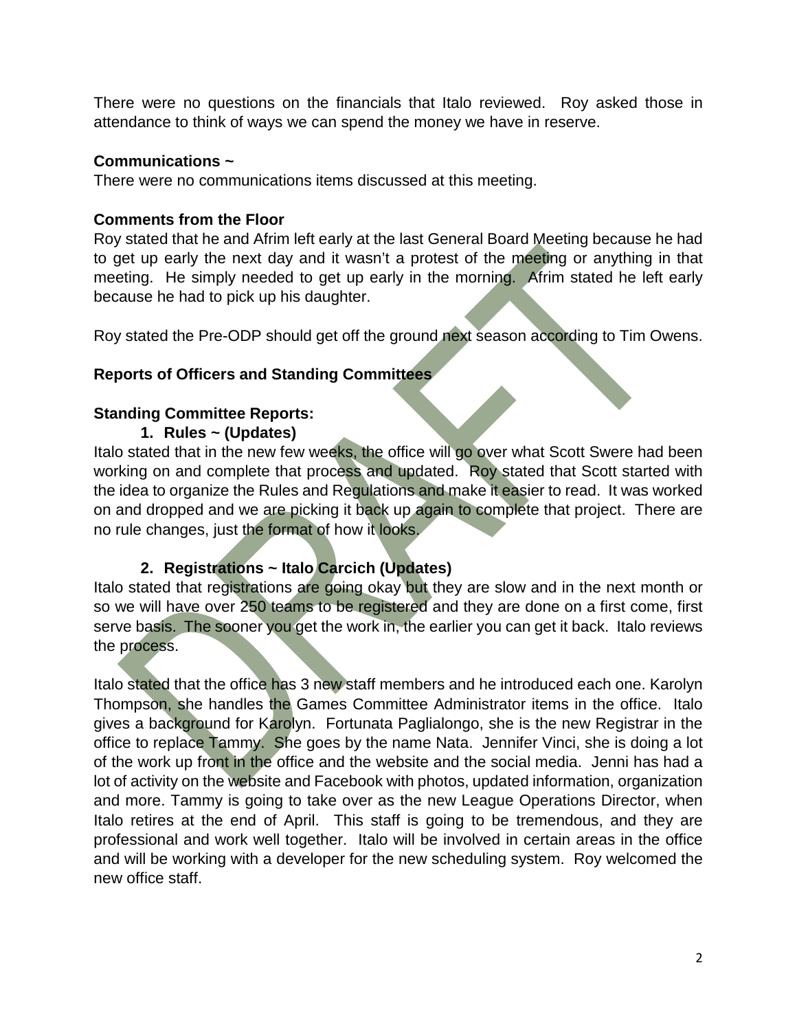There were no questions on the financials that Italo reviewed. Roy asked those in attendance to think of ways we can spend the money we have in reserve.

**Communications ~**

There were no communications items discussed at this meeting.

**Comments from the Floor**

Roy stated that he and Afrim left early at the last General Board Meeting because he had to get up early the next day and it wasn't a protest of the meeting or anything in that meeting. He simply needed to get up early in the morning. Afrim stated he left early because he had to pick up his daughter.

Roy stated the Pre-ODP should get off the ground next season according to Tim Owens.

**Reports of Officers and Standing Committees**

**Standing Committee Reports:**

1. **Rules ~ (Updates)**

Italo stated that in the new few weeks, the office will go over what Scott Swere had been working on and complete that process and updated. Roy stated that Scott started with the idea to organize the Rules and Regulations and make it easier to read. It was worked on and dropped and we are picking it back up again to complete that project. There are no rule changes, just the format of how it looks.

2. **Registrations ~ Italo Carcich (Updates)**

Italo stated that registrations are going okay but they are slow and in the next month or so we will have over 250 teams to be registered and they are done on a first come, first serve basis. The sooner you get the work in, the earlier you can get it back. Italo reviews the process.

Italo stated that the office has 3 new staff members and he introduced each one. Karolyn Thompson, she handles the Games Committee Administrator items in the office. Italo gives a background for Karolyn. Fortunata Paglialongo, she is the new Registrar in the office to replace Tammy. She goes by the name Nata. Jennifer Vinci, she is doing a lot of the work up front in the office and the website and the social media. Jenni has had a lot of activity on the website and Facebook with photos, updated information, organization and more. Tammy is going to take over as the new League Operations Director, when Italo retires at the end of April. This staff is going to be tremendous, and they are professional and work well together. Italo will be involved in certain areas in the office and will be working with a developer for the new scheduling system. Roy welcomed the new office staff.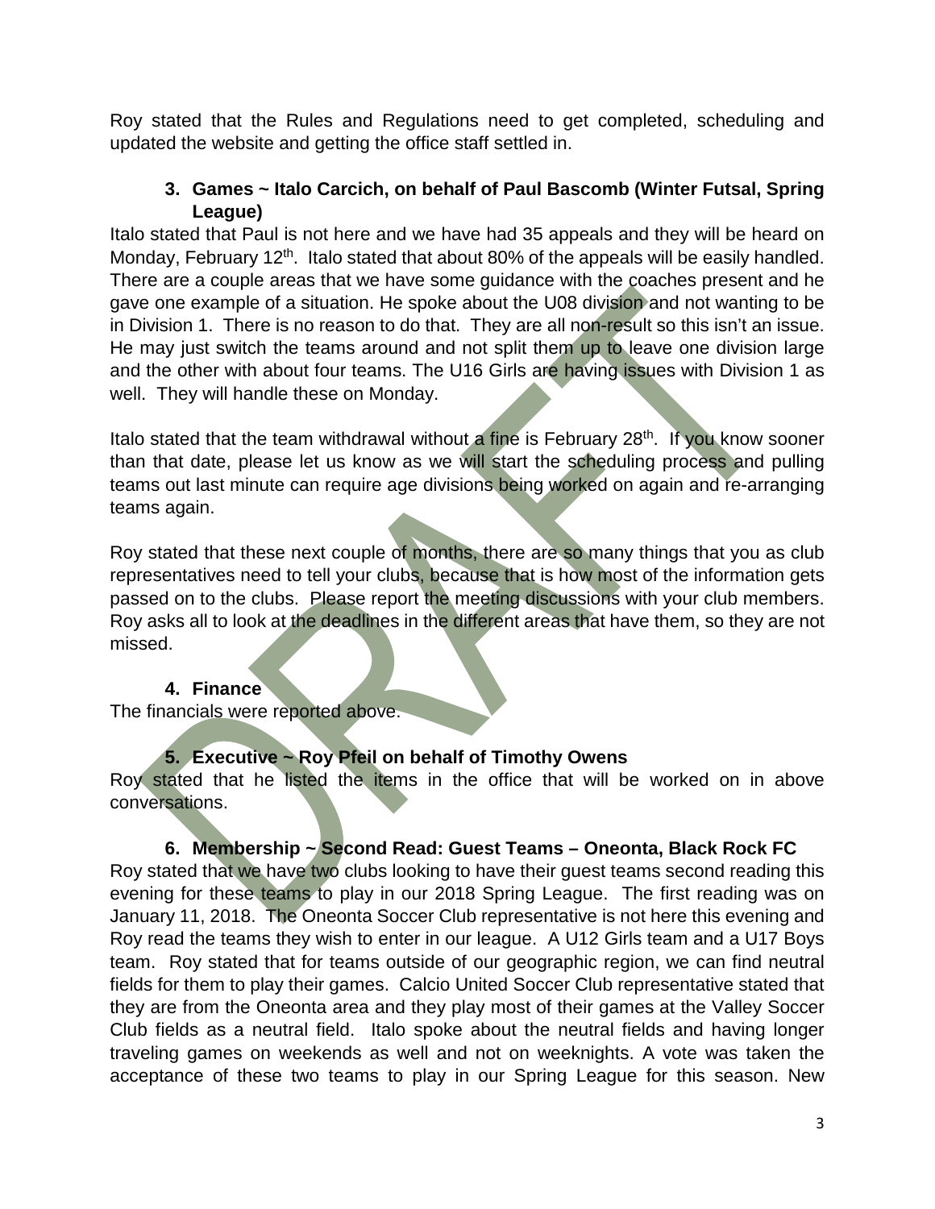Roy stated that the Rules and Regulations need to get completed, scheduling and updated the website and getting the office staff settled in.

### 3. Games ~ Italo Carcich, on behalf of Paul Bascomb (Winter Futsal, Spring League)

Italo stated that Paul is not here and we have had 35 appeals and they will be heard on Monday, February 12th. Italo stated that about 80% of the appeals will be easily handled. There are a couple areas that we have some guidance with the coaches present and he gave one example of a situation. He spoke about the U08 division and not wanting to be in Division 1. There is no reason to do that. They are all non-result so this isn't an issue. He may just switch the teams around and not split them up to leave one division large and the other with about four teams. The U16 Girls are having issues with Division 1 as well. They will handle these on Monday.

Italo stated that the team withdrawal without a fine is February 28th. If you know sooner than that date, please let us know as we will start the scheduling process and pulling teams out last minute can require age divisions being worked on again and re-arranging teams again.

Roy stated that these next couple of months, there are so many things that you as club representatives need to tell your clubs, because that is how most of the information gets passed on to the clubs. Please report the meeting discussions with your club members. Roy asks all to look at the deadlines in the different areas that have them, so they are not missed.

### 4. Finance

The financials were reported above.

### 5. Executive ~ Roy Pfeil on behalf of Timothy Owens

Roy stated that he listed the items in the office that will be worked on in above conversations.

### 6. Membership ~ Second Read: Guest Teams – Oneonta, Black Rock FC

Roy stated that we have two clubs looking to have their guest teams second reading this evening for these teams to play in our 2018 Spring League. The first reading was on January 11, 2018. The Oneonta Soccer Club representative is not here this evening and Roy read the teams they wish to enter in our league. A U12 Girls team and a U17 Boys team. Roy stated that for teams outside of our geographic region, we can find neutral fields for them to play their games. Calcio United Soccer Club representative stated that they are from the Oneonta area and they play most of their games at the Valley Soccer Club fields as a neutral field. Italo spoke about the neutral fields and having longer traveling games on weekends as well and not on weeknights. A vote was taken the acceptance of these two teams to play in our Spring League for this season. New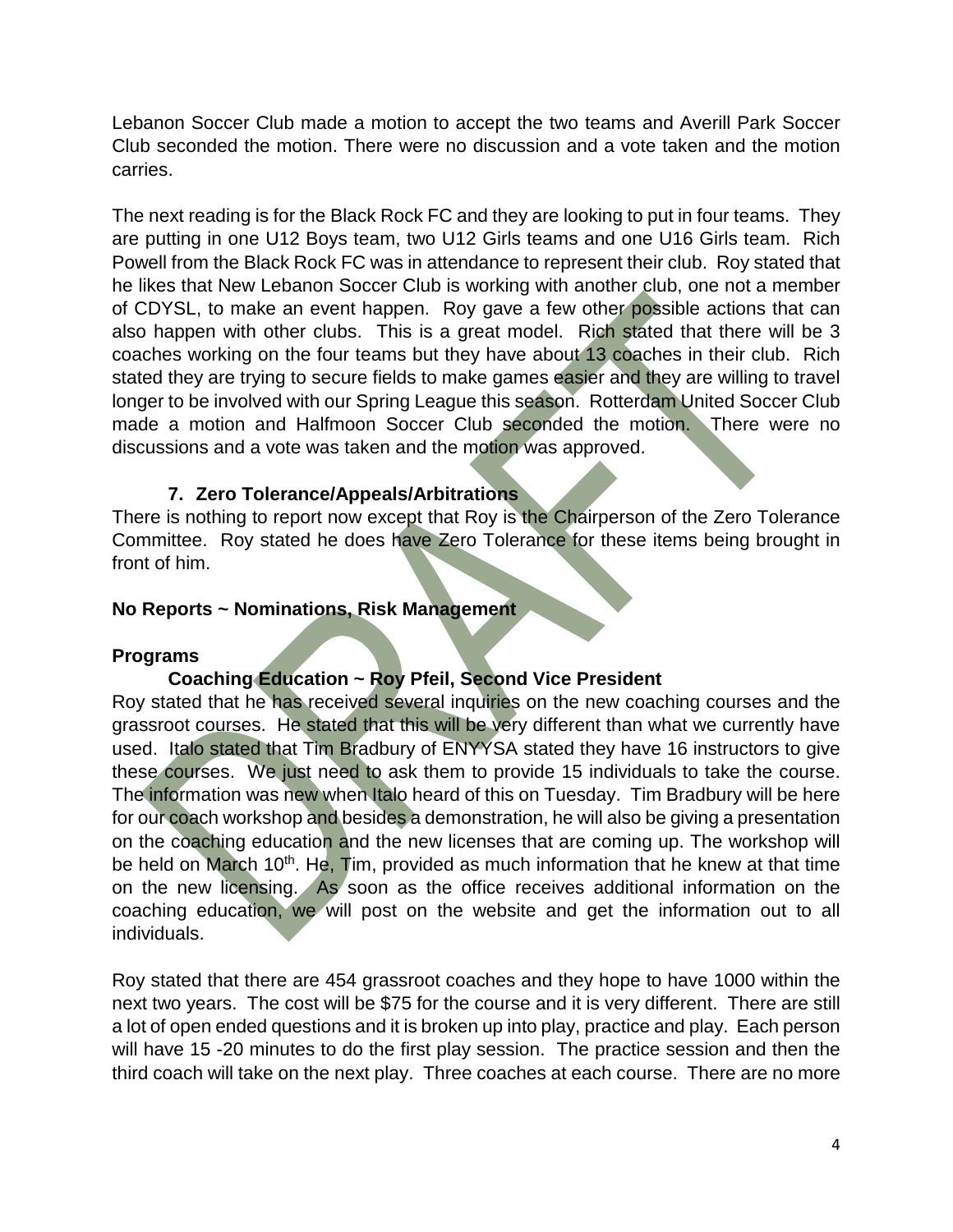Lebanon Soccer Club made a motion to accept the two teams and Averill Park Soccer Club seconded the motion. There were no discussion and a vote taken and the motion carries.

The next reading is for the Black Rock FC and they are looking to put in four teams. They are putting in one U12 Boys team, two U12 Girls teams and one U16 Girls team. Rich Powell from the Black Rock FC was in attendance to represent their club. Roy stated that he likes that New Lebanon Soccer Club is working with another club, one not a member of CDYSL, to make an event happen. Roy gave a few other possible actions that can also happen with other clubs. This is a great model. Rich stated that there will be 3 coaches working on the four teams but they have about 13 coaches in their club. Rich stated they are trying to secure fields to make games easier and they are willing to travel longer to be involved with our Spring League this season. Rotterdam United Soccer Club made a motion and Halfmoon Soccer Club seconded the motion. There were no discussions and a vote was taken and the motion was approved.

**7. Zero Tolerance/Appeals/Arbitrations**

There is nothing to report now except that Roy is the Chairperson of the Zero Tolerance Committee. Roy stated he does have Zero Tolerance for these items being brought in front of him.

**No Reports ~ Nominations, Risk Management**

**Programs**

**Coaching Education ~ Roy Pfeil, Second Vice President**

Roy stated that he has received several inquiries on the new coaching courses and the grassroot courses. He stated that this will be very different than what we currently have used. Italo stated that Tim Bradbury of ENYYSA stated they have 16 instructors to give these courses. We just need to ask them to provide 15 individuals to take the course. The information was new when Italo heard of this on Tuesday. Tim Bradbury will be here for our coach workshop and besides a demonstration, he will also be giving a presentation on the coaching education and the new licenses that are coming up. The workshop will be held on March 10th. He, Tim, provided as much information that he knew at that time on the new licensing. As soon as the office receives additional information on the coaching education, we will post on the website and get the information out to all individuals.

Roy stated that there are 454 grassroot coaches and they hope to have 1000 within the next two years. The cost will be $75 for the course and it is very different. There are still a lot of open ended questions and it is broken up into play, practice and play. Each person will have 15 -20 minutes to do the first play session. The practice session and then the third coach will take on the next play. Three coaches at each course. There are no more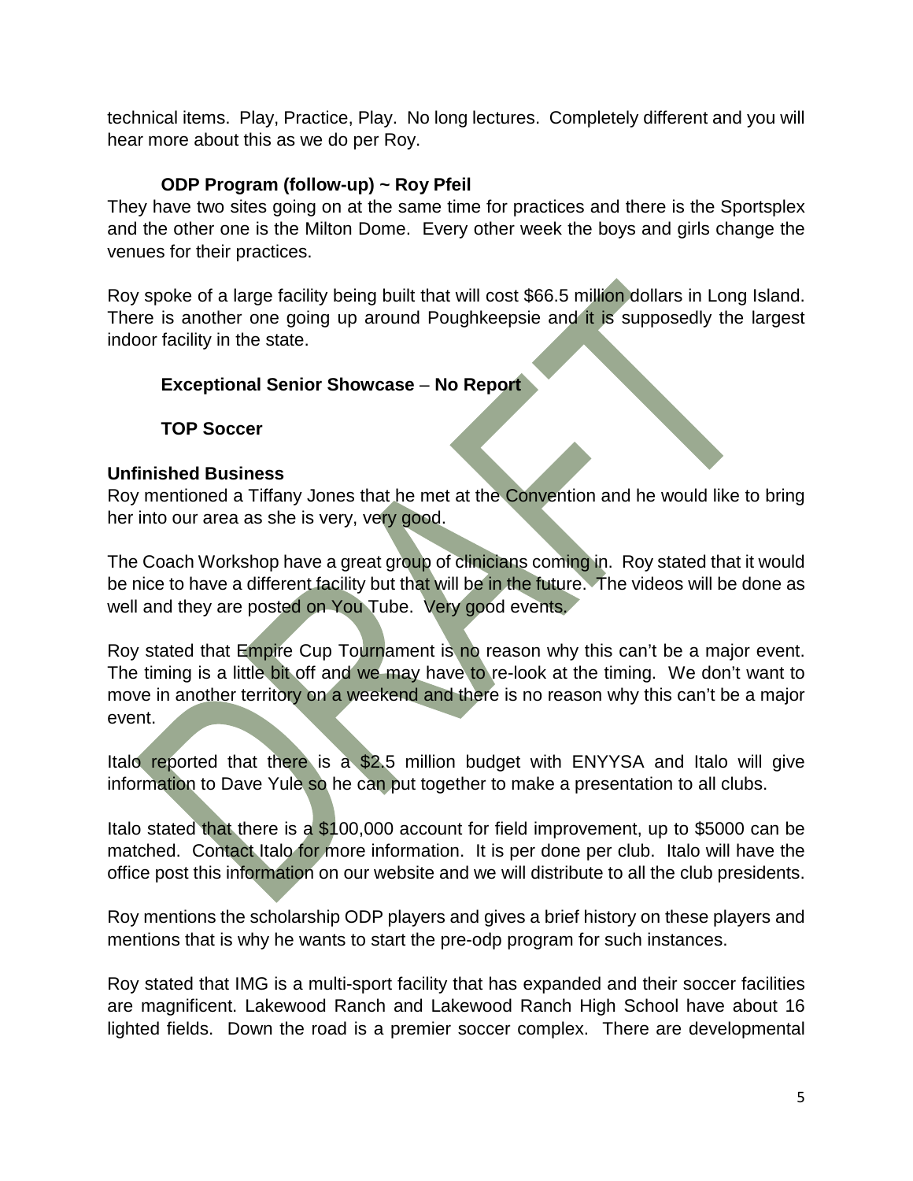technical items. Play, Practice, Play. No long lectures. Completely different and you will hear more about this as we do per Roy.

**ODP Program (follow-up) ~ Roy Pfeil**

They have two sites going on at the same time for practices and there is the Sportsplex and the other one is the Milton Dome. Every other week the boys and girls change the venues for their practices.

Roy spoke of a large facility being built that will cost $66.5 million dollars in Long Island. There is another one going up around Poughkeepsie and it is supposedly the largest indoor facility in the state.

**Exceptional Senior Showcase** – **No Report**

**TOP Soccer**

**Unfinished Business**

Roy mentioned a Tiffany Jones that he met at the Convention and he would like to bring her into our area as she is very, very good.

The Coach Workshop have a great group of clinicians coming in. Roy stated that it would be nice to have a different facility but that will be in the future. The videos will be done as well and they are posted on You Tube. Very good events.

Roy stated that Empire Cup Tournament is no reason why this can't be a major event. The timing is a little bit off and we may have to re-look at the timing. We don't want to move in another territory on a weekend and there is no reason why this can't be a major event.

Italo reported that there is a $2.5 million budget with ENYYSA and Italo will give information to Dave Yule so he can put together to make a presentation to all clubs.

Italo stated that there is a $100,000 account for field improvement, up to $5000 can be matched. Contact Italo for more information. It is per done per club. Italo will have the office post this information on our website and we will distribute to all the club presidents.

Roy mentions the scholarship ODP players and gives a brief history on these players and mentions that is why he wants to start the pre-odp program for such instances.

Roy stated that IMG is a multi-sport facility that has expanded and their soccer facilities are magnificent. Lakewood Ranch and Lakewood Ranch High School have about 16 lighted fields. Down the road is a premier soccer complex. There are developmental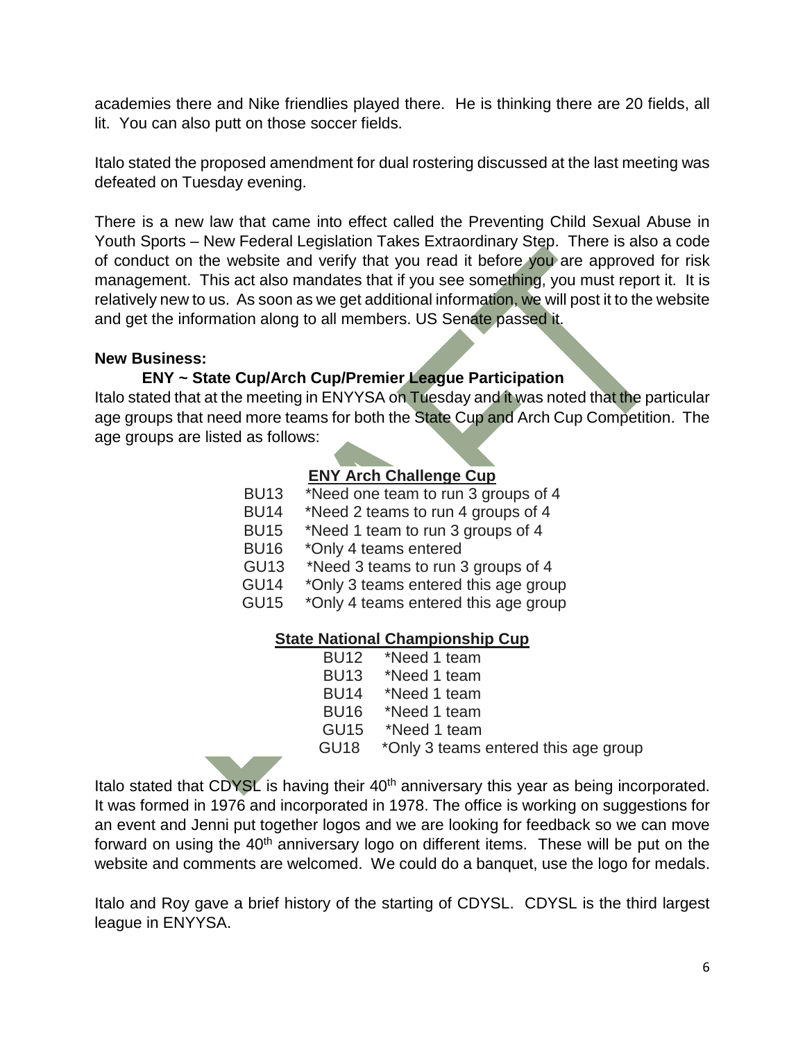academies there and Nike friendlies played there. He is thinking there are 20 fields, all lit. You can also putt on those soccer fields.

Italo stated the proposed amendment for dual rostering discussed at the last meeting was defeated on Tuesday evening.

There is a new law that came into effect called the Preventing Child Sexual Abuse in Youth Sports – New Federal Legislation Takes Extraordinary Step. There is also a code of conduct on the website and verify that you read it before you are approved for risk management. This act also mandates that if you see something, you must report it. It is relatively new to us. As soon as we get additional information, we will post it to the website and get the information along to all members. US Senate passed it.

**New Business:**

**ENY ~ State Cup/Arch Cup/Premier League Participation**

Italo stated that at the meeting in ENYYSA on Tuesday and it was noted that the particular age groups that need more teams for both the State Cup and Arch Cup Competition. The age groups are listed as follows:

**ENY Arch Challenge Cup**

| | |
|---|---|
| BU13 | *Need one team to run 3 groups of 4 |
| BU14 | *Need 2 teams to run 4 groups of 4 |
| BU15 | *Need 1 team to run 3 groups of 4 |
| BU16 | *Only 4 teams entered |
| GU13 | *Need 3 teams to run 3 groups of 4 |
| GU14 | *Only 3 teams entered this age group |
| GU15 | *Only 4 teams entered this age group |

**State National Championship Cup**

| | |
|---|---|
| BU12 | *Need 1 team |
| BU13 | *Need 1 team |
| BU14 | *Need 1 team |
| BU16 | *Need 1 team |
| GU15 | *Need 1 team |
| GU18 | *Only 3 teams entered this age group |

Italo stated that CDYSL is having their 40th anniversary this year as being incorporated. It was formed in 1976 and incorporated in 1978. The office is working on suggestions for an event and Jenni put together logos and we are looking for feedback so we can move forward on using the 40th anniversary logo on different items. These will be put on the website and comments are welcomed. We could do a banquet, use the logo for medals.

Italo and Roy gave a brief history of the starting of CDYSL. CDYSL is the third largest league in ENYYSA.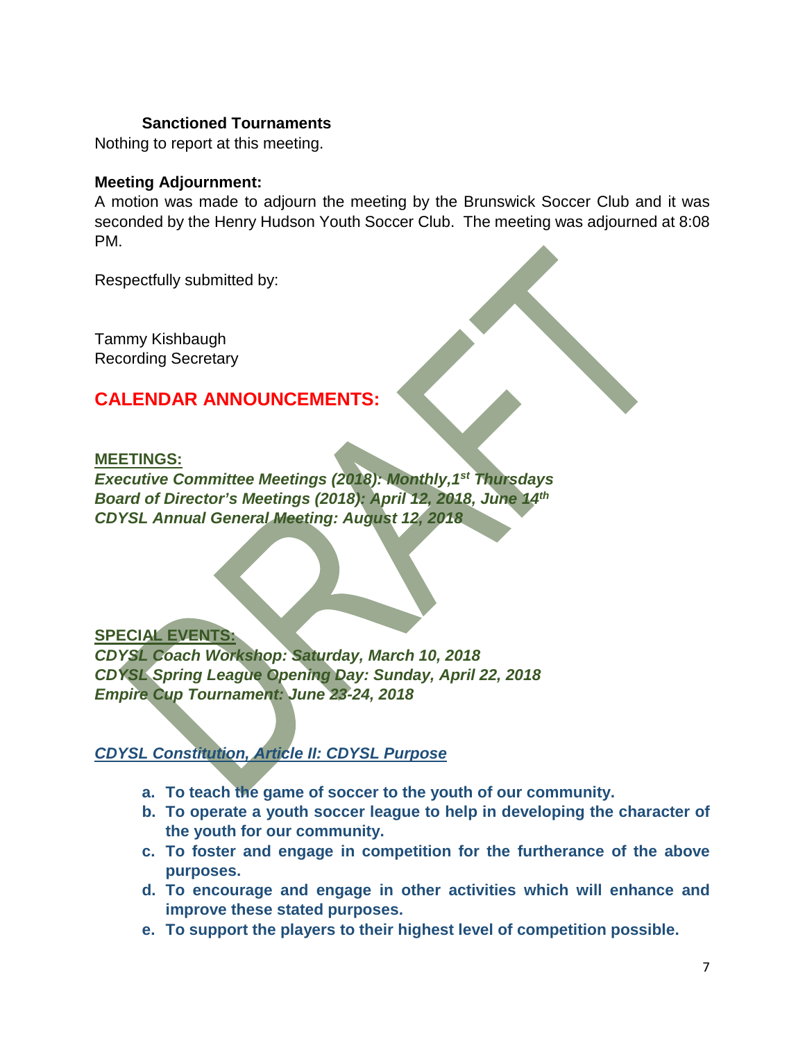**Sanctioned Tournaments**

Nothing to report at this meeting.

**Meeting Adjournment:**

A motion was made to adjourn the meeting by the Brunswick Soccer Club and it was seconded by the Henry Hudson Youth Soccer Club. The meeting was adjourned at 8:08 PM.

Respectfully submitted by:

Tammy Kishbaugh
Recording Secretary

## CALENDAR ANNOUNCEMENTS:

**MEETINGS:**

***Executive Committee Meetings (2018): Monthly,1st Thursdays***
***Board of Director's Meetings (2018): April 12, 2018, June 14th***
***CDYSL Annual General Meeting: August 12, 2018***

**SPECIAL EVENTS:**

***CDYSL Coach Workshop: Saturday, March 10, 2018***
***CDYSL Spring League Opening Day: Sunday, April 22, 2018***
***Empire Cup Tournament: June 23-24, 2018***

***CDYSL Constitution, Article II: CDYSL Purpose***

a. **To teach the game of soccer to the youth of our community.**
b. **To operate a youth soccer league to help in developing the character of the youth for our community.**
c. **To foster and engage in competition for the furtherance of the above purposes.**
d. **To encourage and engage in other activities which will enhance and improve these stated purposes.**
e. **To support the players to their highest level of competition possible.**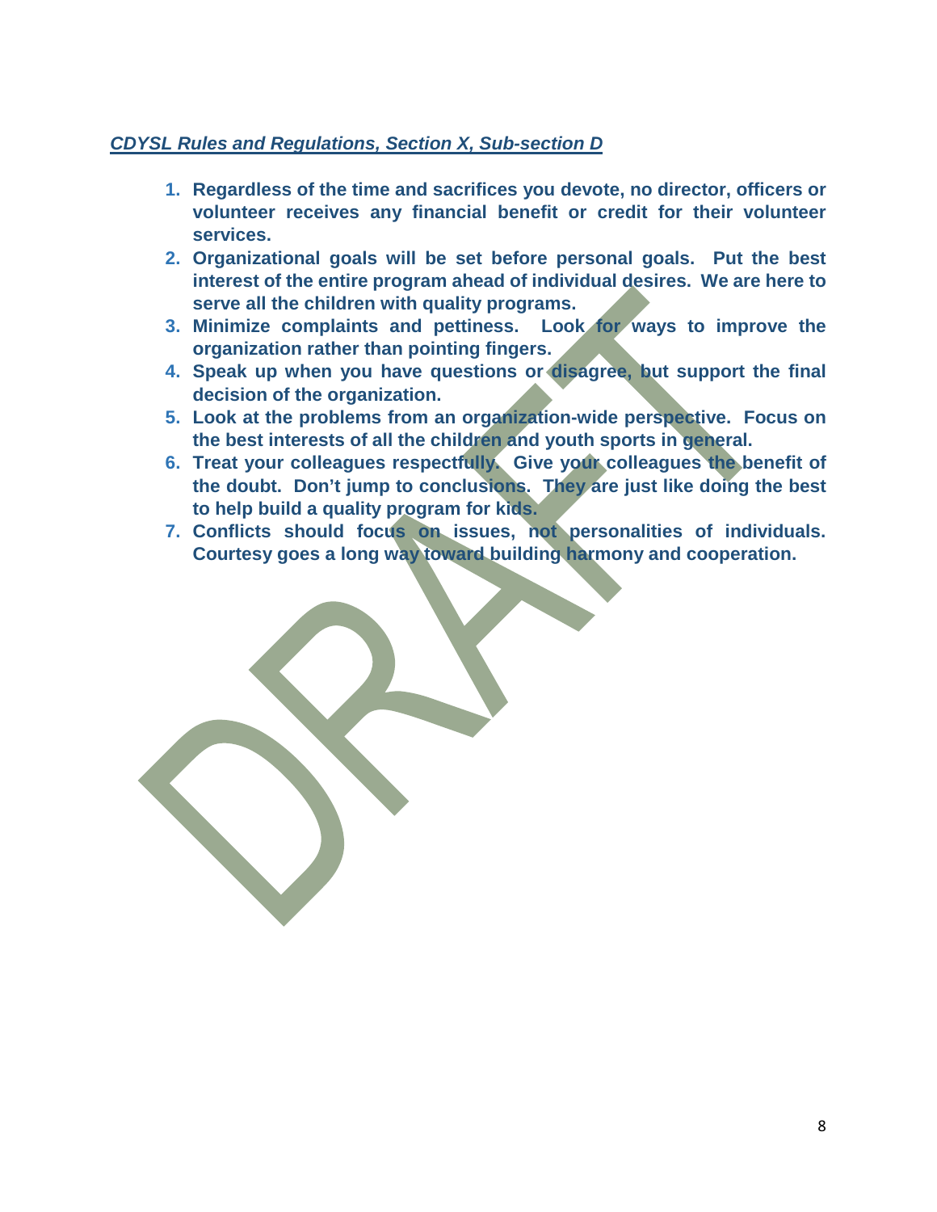***CDYSL Rules and Regulations, Section X, Sub-section D***

1. **Regardless of the time and sacrifices you devote, no director, officers or volunteer receives any financial benefit or credit for their volunteer services.**
2. **Organizational goals will be set before personal goals. Put the best interest of the entire program ahead of individual desires. We are here to serve all the children with quality programs.**
3. **Minimize complaints and pettiness. Look for ways to improve the organization rather than pointing fingers.**
4. **Speak up when you have questions or disagree, but support the final decision of the organization.**
5. **Look at the problems from an organization-wide perspective. Focus on the best interests of all the children and youth sports in general.**
6. **Treat your colleagues respectfully. Give your colleagues the benefit of the doubt. Don't jump to conclusions. They are just like doing the best to help build a quality program for kids.**
7. **Conflicts should focus on issues, not personalities of individuals. Courtesy goes a long way toward building harmony and cooperation.**